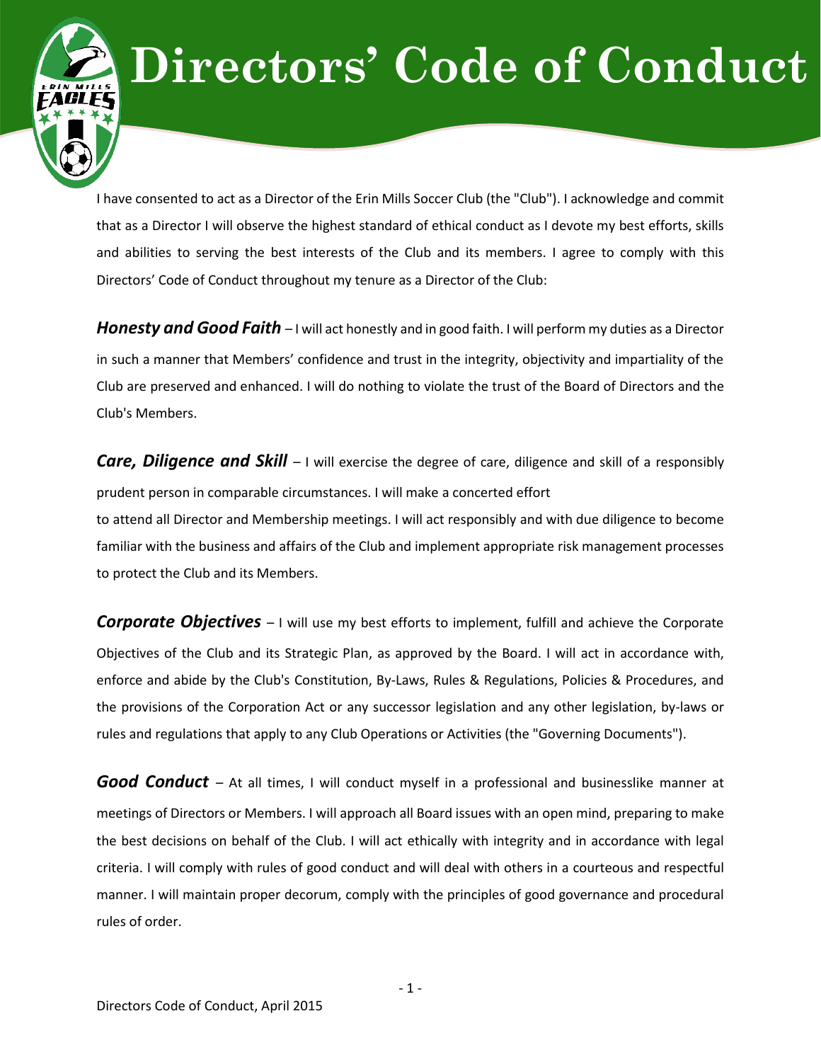# Directors' Code of Conduct

I have consented to act as a Director of the Erin Mills Soccer Club (the "Club"). I acknowledge and commit that as a Director I will observe the highest standard of ethical conduct as I devote my best efforts, skills and abilities to serving the best interests of the Club and its members. I agree to comply with this Directors' Code of Conduct throughout my tenure as a Director of the Club:

***Honesty and Good Faith*** – I will act honestly and in good faith. I will perform my duties as a Director in such a manner that Members' confidence and trust in the integrity, objectivity and impartiality of the Club are preserved and enhanced. I will do nothing to violate the trust of the Board of Directors and the Club's Members.

***Care, Diligence and Skill*** – I will exercise the degree of care, diligence and skill of a responsibly prudent person in comparable circumstances. I will make a concerted effort to attend all Director and Membership meetings. I will act responsibly and with due diligence to become familiar with the business and affairs of the Club and implement appropriate risk management processes to protect the Club and its Members.

***Corporate Objectives*** – I will use my best efforts to implement, fulfill and achieve the Corporate Objectives of the Club and its Strategic Plan, as approved by the Board. I will act in accordance with, enforce and abide by the Club's Constitution, By-Laws, Rules & Regulations, Policies & Procedures, and the provisions of the Corporation Act or any successor legislation and any other legislation, by-laws or rules and regulations that apply to any Club Operations or Activities (the "Governing Documents").

***Good Conduct*** – At all times, I will conduct myself in a professional and businesslike manner at meetings of Directors or Members. I will approach all Board issues with an open mind, preparing to make the best decisions on behalf of the Club. I will act ethically with integrity and in accordance with legal criteria. I will comply with rules of good conduct and will deal with others in a courteous and respectful manner. I will maintain proper decorum, comply with the principles of good governance and procedural rules of order.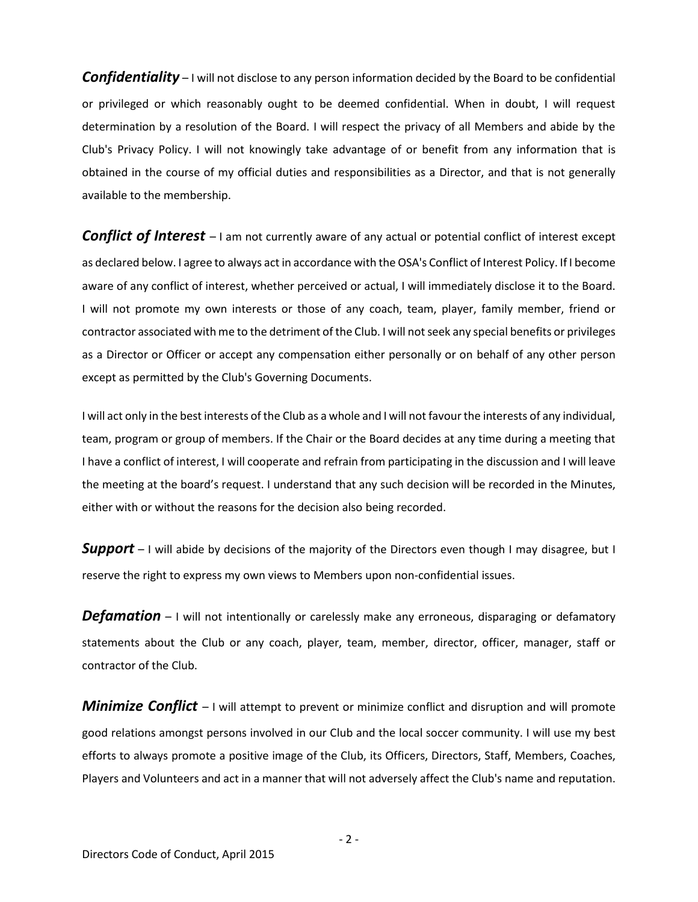***Confidentiality*** – I will not disclose to any person information decided by the Board to be confidential or privileged or which reasonably ought to be deemed confidential. When in doubt, I will request determination by a resolution of the Board. I will respect the privacy of all Members and abide by the Club's Privacy Policy. I will not knowingly take advantage of or benefit from any information that is obtained in the course of my official duties and responsibilities as a Director, and that is not generally available to the membership.

***Conflict of Interest*** – I am not currently aware of any actual or potential conflict of interest except as declared below. I agree to always act in accordance with the OSA's Conflict of Interest Policy. If I become aware of any conflict of interest, whether perceived or actual, I will immediately disclose it to the Board. I will not promote my own interests or those of any coach, team, player, family member, friend or contractor associated with me to the detriment of the Club. I will not seek any special benefits or privileges as a Director or Officer or accept any compensation either personally or on behalf of any other person except as permitted by the Club's Governing Documents.

I will act only in the best interests of the Club as a whole and I will not favour the interests of any individual, team, program or group of members. If the Chair or the Board decides at any time during a meeting that I have a conflict of interest, I will cooperate and refrain from participating in the discussion and I will leave the meeting at the board's request. I understand that any such decision will be recorded in the Minutes, either with or without the reasons for the decision also being recorded.

***Support*** – I will abide by decisions of the majority of the Directors even though I may disagree, but I reserve the right to express my own views to Members upon non-confidential issues.

***Defamation*** – I will not intentionally or carelessly make any erroneous, disparaging or defamatory statements about the Club or any coach, player, team, member, director, officer, manager, staff or contractor of the Club.

***Minimize Conflict*** – I will attempt to prevent or minimize conflict and disruption and will promote good relations amongst persons involved in our Club and the local soccer community. I will use my best efforts to always promote a positive image of the Club, its Officers, Directors, Staff, Members, Coaches, Players and Volunteers and act in a manner that will not adversely affect the Club's name and reputation.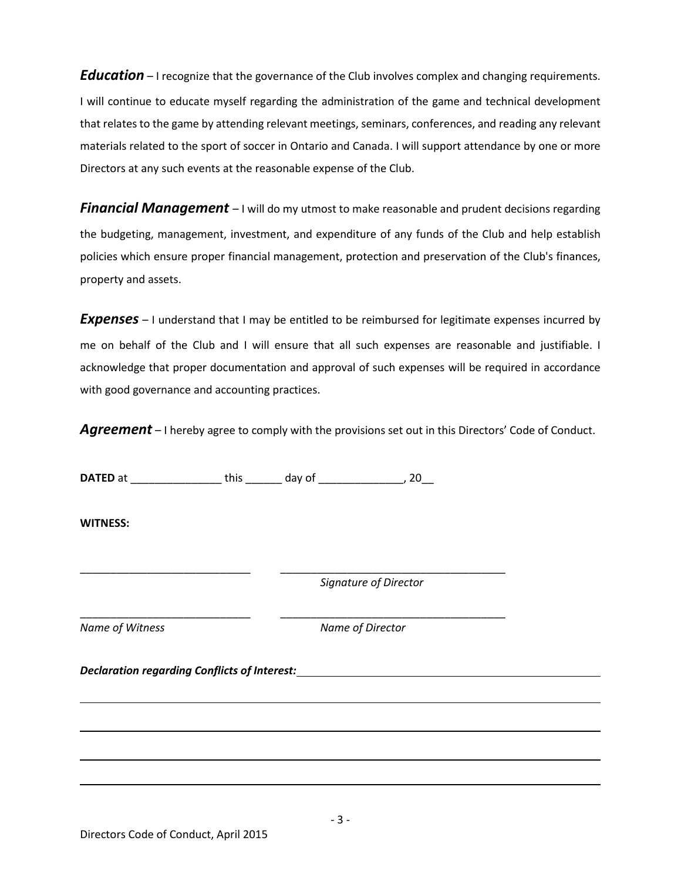***Education*** – I recognize that the governance of the Club involves complex and changing requirements. I will continue to educate myself regarding the administration of the game and technical development that relates to the game by attending relevant meetings, seminars, conferences, and reading any relevant materials related to the sport of soccer in Ontario and Canada. I will support attendance by one or more Directors at any such events at the reasonable expense of the Club.

***Financial Management*** – I will do my utmost to make reasonable and prudent decisions regarding the budgeting, management, investment, and expenditure of any funds of the Club and help establish policies which ensure proper financial management, protection and preservation of the Club's finances, property and assets.

***Expenses*** – I understand that I may be entitled to be reimbursed for legitimate expenses incurred by me on behalf of the Club and I will ensure that all such expenses are reasonable and justifiable. I acknowledge that proper documentation and approval of such expenses will be required in accordance with good governance and accounting practices.

***Agreement*** – I hereby agree to comply with the provisions set out in this Directors' Code of Conduct.

**DATED** at _______________ this ______ day of ______________, 20__

**WITNESS:**

_____________________________ ______________________________________
*Signature of Director*

_____________________________ ______________________________________
*Name of Witness* *Name of Director*

***Declaration regarding Conflicts of Interest:*** ______________________________________________

______________________________________________________________________________

______________________________________________________________________________

______________________________________________________________________________

______________________________________________________________________________

Directors Code of Conduct, April 2015